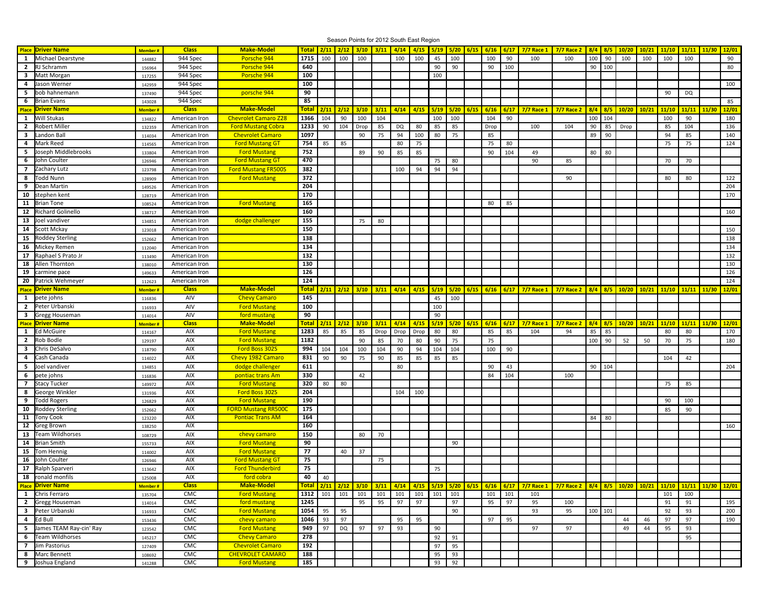Season Points for 2012 South East Region

| Place | Driver Name | Member # | Class | Make-Model | Total | 2/11 | 2/12 | 3/10 | 3/11 | 4/14 | 4/15 | 5/19 | 5/20 | 6/15 | 6/16 | 6/17 | 7/7 Race 1 | 7/7 Race 2 | 8/4 | 8/5 | 10/20 | 10/21 | 11/10 | 11/11 | 11/30 | 12/01 |
|---|---|---|---|---|---|---|---|---|---|---|---|---|---|---|---|---|---|---|---|---|---|---|---|---|---|---|
| 1 | Michael Dearstyne | 144882 | 944 Spec | Porsche 944 | 1715 | 100 | 100 | 100 | | 100 | 100 | 45 | 100 | | 100 | 90 | 100 | 100 | 100 | 90 | 100 | 100 | 100 | 100 | | 90 |
| 2 | RJ Schramm | 156964 | 944 Spec | Porsche 944 | 640 | | | | | | | 90 | 90 | | 90 | 100 | | | 90 | 100 | | | | | | 80 |
| 3 | Matt Morgan | 117255 | 944 Spec | Porsche 944 | 100 | | | | | | | 100 | | | | | | | | | | | | | | |
| 4 | Jason Werner | 142959 | 944 Spec | | 100 | | | | | | | | | | | | | | | | | | | | | 100 |
| 5 | bob hahnemann | 137490 | 944 Spec | porsche 944 | 90 | | | | | | | | | | | | | | | | | | 90 | DQ | | |
| 6 | Brian Evans | 143028 | 944 Spec | | 85 | | | | | | | | | | | | | | | | | | | | | 85 |

| Place | Driver Name | Member # | Class | Make-Model | Total | 2/11 | 2/12 | 3/10 | 3/11 | 4/14 | 4/15 | 5/19 | 5/20 | 6/15 | 6/16 | 6/17 | 7/7 Race 1 | 7/7 Race 2 | 8/4 | 8/5 | 10/20 | 10/21 | 11/10 | 11/11 | 11/30 | 12/01 |
|---|---|---|---|---|---|---|---|---|---|---|---|---|---|---|---|---|---|---|---|---|---|---|---|---|---|---|
| 1 | Will Stukas | 134822 | American Iron | Chevrolet Camaro Z28 | 1366 | 104 | 90 | 100 | 104 | | | 100 | 100 | | 104 | 90 | | | 100 | 104 | | | 100 | 90 | | 180 |
| 2 | Robert Miller | 132359 | American Iron | Ford Mustang Cobra | 1233 | 90 | 104 | Drop | 85 | DQ | 80 | 85 | 85 | | Drop | | 100 | 104 | 90 | 85 | Drop | | 85 | 104 | | 136 |
| 3 | Landon Ball | 114034 | American Iron | Chevrolet Camaro | 1097 | | | 90 | 75 | 94 | 100 | 80 | 75 | | 85 | | | | 89 | 90 | | | 94 | 85 | | 140 |
| 4 | Mark Reed | 114565 | American Iron | Ford Mustang GT | 754 | 85 | 85 | | | 80 | 75 | | | | 75 | 80 | | | | | | | 75 | 75 | | 124 |
| 5 | Joseph Middlebrooks | 133804 | American Iron | Ford Mustang | 752 | | | 89 | 90 | 85 | 85 | | | | 90 | 104 | 49 | | 80 | 80 | | | | | | |
| 6 | John Coulter | 126946 | American Iron | Ford Mustang GT | 470 | | | | | | | 75 | 80 | | | | 90 | 85 | | | | | 70 | 70 | | |
| 7 | Zachary Lutz | 123798 | American Iron | Ford Mustang FR500S | 382 | | | | | 100 | 94 | 94 | 94 | | | | | | | | | | | | | |
| 8 | Todd Nunn | 128909 | American Iron | Ford Mustang | 372 | | | | | | | | | | | | | 90 | | | | | 80 | 80 | | 122 |
| 9 | Dean Martin | 149526 | American Iron | | 204 | | | | | | | | | | | | | | | | | | | | | 204 |
| 10 | stephen kent | 128719 | American Iron | | 170 | | | | | | | | | | | | | | | | | | | | | 170 |
| 11 | Brian Tone | 108524 | American Iron | Ford Mustang | 165 | | | | | | | | | | 80 | 85 | | | | | | | | | | |
| 12 | Richard Golinello | 138717 | American Iron | | 160 | | | | | | | | | | | | | | | | | | | | | 160 |
| 13 | Joel vandiver | 134851 | American Iron | dodge challenger | 155 | | | 75 | 80 | | | | | | | | | | | | | | | | | |
| 14 | Scott Mckay | 123018 | American Iron | | 150 | | | | | | | | | | | | | | | | | | | | | 150 |
| 15 | Roddey Sterling | 152662 | American Iron | | 138 | | | | | | | | | | | | | | | | | | | | | 138 |
| 16 | Mickey Remen | 112040 | American Iron | | 134 | | | | | | | | | | | | | | | | | | | | | 134 |
| 17 | Raphael S Prato Jr | 113490 | American Iron | | 132 | | | | | | | | | | | | | | | | | | | | | 132 |
| 18 | Allen Thornton | 138010 | American Iron | | 130 | | | | | | | | | | | | | | | | | | | | | 130 |
| 19 | carmine pace | 149633 | American Iron | | 126 | | | | | | | | | | | | | | | | | | | | | 126 |
| 20 | Patrick Wehmeyer | 112623 | American Iron | | 124 | | | | | | | | | | | | | | | | | | | | | 124 |

| Place | Driver Name | Member # | Class | Make-Model | Total | 2/11 | 2/12 | 3/10 | 3/11 | 4/14 | 4/15 | 5/19 | 5/20 | 6/15 | 6/16 | 6/17 | 7/7 Race 1 | 7/7 Race 2 | 8/4 | 8/5 | 10/20 | 10/21 | 11/10 | 11/11 | 11/30 | 12/01 |
|---|---|---|---|---|---|---|---|---|---|---|---|---|---|---|---|---|---|---|---|---|---|---|---|---|---|---|
| 1 | pete johns | 116836 | AIV | Chevy Camaro | 145 | | | | | | | 45 | 100 | | | | | | | | | | | | | |
| 2 | Peter Urbanski | 116933 | AIV | Ford Mustang | 100 | | | | | | | 100 | | | | | | | | | | | | | | |
| 3 | Gregg Houseman | 114014 | AIV | ford mustang | 90 | | | | | | | 90 | | | | | | | | | | | | | | |

| Place | Driver Name | Member # | Class | Make-Model | Total | 2/11 | 2/12 | 3/10 | 3/11 | 4/14 | 4/15 | 5/19 | 5/20 | 6/15 | 6/16 | 6/17 | 7/7 Race 1 | 7/7 Race 2 | 8/4 | 8/5 | 10/20 | 10/21 | 11/10 | 11/11 | 11/30 | 12/01 |
|---|---|---|---|---|---|---|---|---|---|---|---|---|---|---|---|---|---|---|---|---|---|---|---|---|---|---|
| 1 | Ed McGuire | 114167 | AIX | Ford Mustang | 1283 | 85 | 85 | 85 | Drop | Drop | Drop | 80 | 80 | | 85 | 85 | 104 | 94 | 85 | 85 | | | 80 | 80 | | 170 |
| 2 | Rob Bodle | 129197 | AIX | Ford Mustang | 1182 | | | 90 | 85 | 70 | 80 | 90 | 75 | | 75 | | | | 100 | 90 | 52 | 50 | 70 | 75 | | 180 |
| 3 | Chris DeSalvo | 118790 | AIX | Ford Boss 302S | 994 | 104 | 104 | 100 | 104 | 90 | 94 | 104 | 104 | | 100 | 90 | | | | | | | | | | |
| 4 | Cash Canada | 114022 | AIX | Chevy 1982 Camaro | 831 | 90 | 90 | 75 | 90 | 85 | 85 | 85 | 85 | | | | | | | | | | 104 | 42 | | |
| 5 | Joel vandiver | 134851 | AIX | dodge challenger | 611 | | | | | 80 | | | | | 90 | 43 | | | 90 | 104 | | | | | | 204 |
| 6 | pete johns | 116836 | AIX | pontiac trans Am | 330 | | | 42 | | | | | | | 84 | 104 | | 100 | | | | | | | | |
| 7 | Stacy Tucker | 149972 | AIX | Ford Mustang | 320 | 80 | 80 | | | | | | | | | | | | | | | | 75 | 85 | | |
| 8 | George Winkler | 131936 | AIX | Ford Boss 302S | 204 | | | | | 104 | 100 | | | | | | | | | | | | | | | |
| 9 | Todd Rogers | 126829 | AIX | Ford Mustang | 190 | | | | | | | | | | | | | | | | | | 90 | 100 | | |
| 10 | Roddey Sterling | 152662 | AIX | FORD Mustang RR500C | 175 | | | | | | | | | | | | | | | | | | 85 | 90 | | |
| 11 | Tony Cook | 123220 | AIX | Pontiac Trans AM | 164 | | | | | | | | | | | | | | 84 | 80 | | | | | | |
| 12 | Greg Brown | 138250 | AIX | | 160 | | | | | | | | | | | | | | | | | | | | | 160 |
| 13 | Team Wildhorses | 108729 | AIX | chevy camaro | 150 | | | 80 | 70 | | | | | | | | | | | | | | | | | |
| 14 | Brian Smith | 155733 | AIX | Ford Mustang | 90 | | | | | | | | 90 | | | | | | | | | | | | | |
| 15 | Tom Hennig | 114002 | AIX | Ford Mustang | 77 | | 40 | 37 | | | | | | | | | | | | | | | | | | |
| 16 | John Coulter | 126946 | AIX | Ford Mustang GT | 75 | | | | 75 | | | | | | | | | | | | | | | | | |
| 17 | Ralph Sparveri | 113642 | AIX | Ford Thunderbird | 75 | | | | | | | 75 | | | | | | | | | | | | | | |
| 18 | ronald monfils | 125008 | AIX | ford cobra | 40 | 40 | | | | | | | | | | | | | | | | | | | | |

| Place | Driver Name | Member # | Class | Make-Model | Total | 2/11 | 2/12 | 3/10 | 3/11 | 4/14 | 4/15 | 5/19 | 5/20 | 6/15 | 6/16 | 6/17 | 7/7 Race 1 | 7/7 Race 2 | 8/4 | 8/5 | 10/20 | 10/21 | 11/10 | 11/11 | 11/30 | 12/01 |
|---|---|---|---|---|---|---|---|---|---|---|---|---|---|---|---|---|---|---|---|---|---|---|---|---|---|---|
| 1 | Chris Ferraro | 135704 | CMC | Ford Mustang | 1312 | 101 | 101 | 101 | 101 | 101 | 101 | 101 | 101 | | 101 | 101 | 101 | | | | | | 101 | 100 | | |
| 2 | Gregg Houseman | 114014 | CMC | ford mustang | 1245 | | | 95 | 95 | 97 | 97 | | 97 | | 95 | 97 | 95 | 100 | | | | | 91 | 91 | | 195 |
| 3 | Peter Urbanski | 116933 | CMC | Ford Mustang | 1054 | 95 | 95 | | | | | | 90 | | | | 93 | 95 | 100 | 101 | | | 92 | 93 | | 200 |
| 4 | Ed Bull | 153436 | CMC | chevy camaro | 1046 | 93 | 97 | | | 95 | 95 | | | | 97 | 95 | | | | | 44 | 46 | 97 | 97 | | 190 |
| 5 | James TEAM Ray-cin' Ray | 123542 | CMC | Ford Mustang | 949 | 97 | DQ | 97 | 97 | 93 | | 90 | | | | | 97 | 97 | | | 49 | 44 | 95 | 93 | | |
| 6 | Team Wildhorses | 145217 | CMC | Chevy Camaro | 278 | | | | | | | 92 | 91 | | | | | | | | | | | 95 | | |
| 7 | Jim Pastorius | 127409 | CMC | Chevrolet Camaro | 192 | | | | | | | 97 | 95 | | | | | | | | | | | | | |
| 8 | Marc Bennett | 108692 | CMC | CHEVROLET CAMARO | 188 | | | | | | | 95 | 93 | | | | | | | | | | | | | |
| 9 | Joshua England | 141288 | CMC | Ford Mustang | 185 | | | | | | | 93 | 92 | | | | | | | | | | | | | |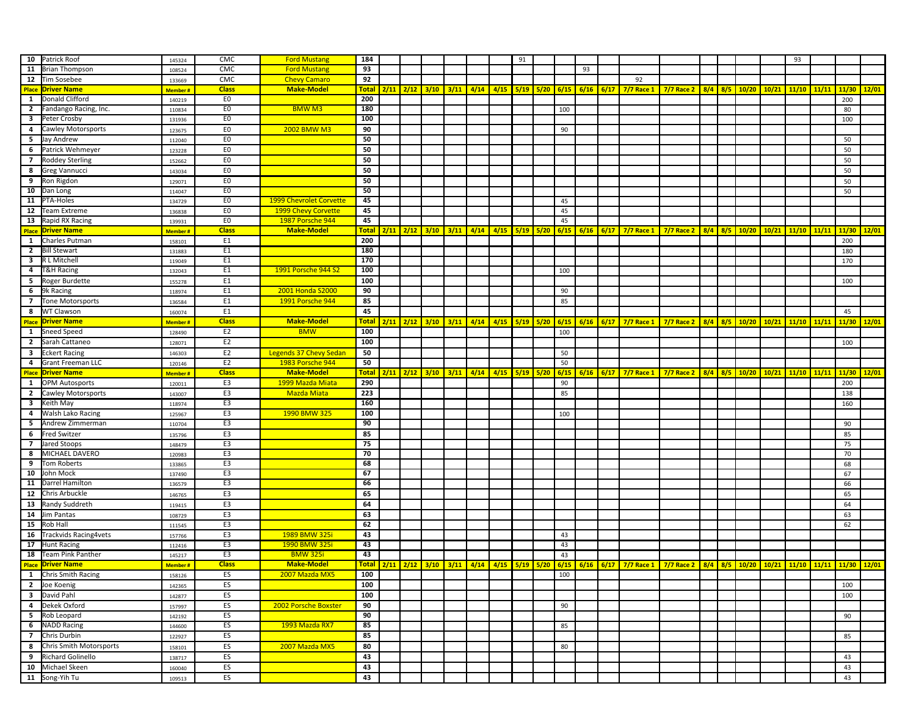| Place | Driver Name | Member # | Class | Make-Model | Total | 2/11 | 2/12 | 3/10 | 3/11 | 4/14 | 4/15 | 5/19 | 5/20 | 6/15 | 6/16 | 6/17 | 7/7 Race 1 | 7/7 Race 2 | 8/4 | 8/5 | 10/20 | 10/21 | 11/10 | 11/11 | 11/30 | 12/01 |
|---|---|---|---|---|---|---|---|---|---|---|---|---|---|---|---|---|---|---|---|---|---|---|---|---|---|---|
| 10 | Patrick Roof | 145324 | CMC | Ford Mustang | 184 | | | | | | | 91 | | | | | | | | | | | 93 | | | |
| 11 | Brian Thompson | 108524 | CMC | Ford Mustang | 93 | | | | | | | | | | 93 | | | | | | | | | | | |
| 12 | Tim Sosebee | 133669 | CMC | Chevy Camaro | 92 | | | | | | | | | | | | 92 | | | | | | | | | |
| **Place** | **Driver Name** | **Member #** | **Class** | **Make-Model** | **Total** | **2/11** | **2/12** | **3/10** | **3/11** | **4/14** | **4/15** | **5/19** | **5/20** | **6/15** | **6/16** | **6/17** | **7/7 Race 1** | **7/7 Race 2** | **8/4** | **8/5** | **10/20** | **10/21** | **11/10** | **11/11** | **11/30** | **12/01** |
| 1 | Donald Clifford | 140219 | E0 | | 200 | | | | | | | | | | | | | | | | | | | | 200 | |
| 2 | Fandango Racing, Inc. | 110834 | E0 | BMW M3 | 180 | | | | | | | | | 100 | | | | | | | | | | | 80 | |
| 3 | Peter Crosby | 131936 | E0 | | 100 | | | | | | | | | | | | | | | | | | | | 100 | |
| 4 | Cawley Motorsports | 123675 | E0 | 2002 BMW M3 | 90 | | | | | | | | | 90 | | | | | | | | | | | | |
| 5 | Jay Andrew | 112040 | E0 | | 50 | | | | | | | | | | | | | | | | | | | | 50 | |
| 6 | Patrick Wehmeyer | 123228 | E0 | | 50 | | | | | | | | | | | | | | | | | | | | 50 | |
| 7 | Roddey Sterling | 152662 | E0 | | 50 | | | | | | | | | | | | | | | | | | | | 50 | |
| 8 | Greg Vannucci | 143034 | E0 | | 50 | | | | | | | | | | | | | | | | | | | | 50 | |
| 9 | Ron Rigdon | 129071 | E0 | | 50 | | | | | | | | | | | | | | | | | | | | 50 | |
| 10 | Dan Long | 114047 | E0 | | 50 | | | | | | | | | | | | | | | | | | | | 50 | |
| 11 | PTA-Holes | 134729 | E0 | 1999 Chevrolet Corvette | 45 | | | | | | | | | 45 | | | | | | | | | | | | |
| 12 | Team Extreme | 136838 | E0 | 1999 Chevy Corvette | 45 | | | | | | | | | 45 | | | | | | | | | | | | |
| 13 | Rapid RX Racing | 139931 | E0 | 1987 Porsche 944 | 45 | | | | | | | | | 45 | | | | | | | | | | | | |
| **Place** | **Driver Name** | **Member #** | **Class** | **Make-Model** | **Total** | **2/11** | **2/12** | **3/10** | **3/11** | **4/14** | **4/15** | **5/19** | **5/20** | **6/15** | **6/16** | **6/17** | **7/7 Race 1** | **7/7 Race 2** | **8/4** | **8/5** | **10/20** | **10/21** | **11/10** | **11/11** | **11/30** | **12/01** |
| 1 | Charles Putman | 158101 | E1 | | 200 | | | | | | | | | | | | | | | | | | | | 200 | |
| 2 | Bill Stewart | 131883 | E1 | | 180 | | | | | | | | | | | | | | | | | | | | 180 | |
| 3 | R L Mitchell | 119049 | E1 | | 170 | | | | | | | | | | | | | | | | | | | | 170 | |
| 4 | T&H Racing | 132043 | E1 | 1991 Porsche 944 S2 | 100 | | | | | | | | | 100 | | | | | | | | | | | | |
| 5 | Roger Burdette | 155278 | E1 | | 100 | | | | | | | | | | | | | | | | | | | | 100 | |
| 6 | 9k Racing | 118974 | E1 | 2001 Honda S2000 | 90 | | | | | | | | | 90 | | | | | | | | | | | | |
| 7 | Tone Motorsports | 136584 | E1 | 1991 Porsche 944 | 85 | | | | | | | | | 85 | | | | | | | | | | | | |
| 8 | WT Clawson | 160074 | E1 | | 45 | | | | | | | | | | | | | | | | | | | | 45 | |
| **Place** | **Driver Name** | **Member #** | **Class** | **Make-Model** | **Total** | **2/11** | **2/12** | **3/10** | **3/11** | **4/14** | **4/15** | **5/19** | **5/20** | **6/15** | **6/16** | **6/17** | **7/7 Race 1** | **7/7 Race 2** | **8/4** | **8/5** | **10/20** | **10/21** | **11/10** | **11/11** | **11/30** | **12/01** |
| 1 | Sneed Speed | 128490 | E2 | BMW | 100 | | | | | | | | | 100 | | | | | | | | | | | | |
| 2 | Sarah Cattaneo | 128071 | E2 | | 100 | | | | | | | | | | | | | | | | | | | | 100 | |
| 3 | Eckert Racing | 146303 | E2 | Legends 37 Chevy Sedan | 50 | | | | | | | | | 50 | | | | | | | | | | | | |
| 4 | Grant Freeman LLC | 120146 | E2 | 1983 Porsche 944 | 50 | | | | | | | | | 50 | | | | | | | | | | | | |
| **Place** | **Driver Name** | **Member #** | **Class** | **Make-Model** | **Total** | **2/11** | **2/12** | **3/10** | **3/11** | **4/14** | **4/15** | **5/19** | **5/20** | **6/15** | **6/16** | **6/17** | **7/7 Race 1** | **7/7 Race 2** | **8/4** | **8/5** | **10/20** | **10/21** | **11/10** | **11/11** | **11/30** | **12/01** |
| 1 | OPM Autosports | 120011 | E3 | 1999 Mazda Miata | 290 | | | | | | | | | 90 | | | | | | | | | | | 200 | |
| 2 | Cawley Motorsports | 143007 | E3 | Mazda Miata | 223 | | | | | | | | | 85 | | | | | | | | | | | 138 | |
| 3 | Keith May | 118974 | E3 | | 160 | | | | | | | | | | | | | | | | | | | | 160 | |
| 4 | Walsh Lako Racing | 125967 | E3 | 1990 BMW 325 | 100 | | | | | | | | | 100 | | | | | | | | | | | | |
| 5 | Andrew Zimmerman | 110704 | E3 | | 90 | | | | | | | | | | | | | | | | | | | | 90 | |
| 6 | Fred Switzer | 135796 | E3 | | 85 | | | | | | | | | | | | | | | | | | | | 85 | |
| 7 | Jared Stoops | 148479 | E3 | | 75 | | | | | | | | | | | | | | | | | | | | 75 | |
| 8 | MICHAEL DAVERO | 120983 | E3 | | 70 | | | | | | | | | | | | | | | | | | | | 70 | |
| 9 | Tom Roberts | 133865 | E3 | | 68 | | | | | | | | | | | | | | | | | | | | 68 | |
| 10 | John Mock | 137490 | E3 | | 67 | | | | | | | | | | | | | | | | | | | | 67 | |
| 11 | Darrel Hamilton | 136579 | E3 | | 66 | | | | | | | | | | | | | | | | | | | | 66 | |
| 12 | Chris Arbuckle | 146765 | E3 | | 65 | | | | | | | | | | | | | | | | | | | | 65 | |
| 13 | Randy Suddreth | 119415 | E3 | | 64 | | | | | | | | | | | | | | | | | | | | 64 | |
| 14 | Jim Pantas | 108729 | E3 | | 63 | | | | | | | | | | | | | | | | | | | | 63 | |
| 15 | Rob Hall | 111545 | E3 | | 62 | | | | | | | | | | | | | | | | | | | | 62 | |
| 16 | Trackvids Racing4vets | 157766 | E3 | 1989 BMW 325i | 43 | | | | | | | | | 43 | | | | | | | | | | | | |
| 17 | Hunt Racing | 112416 | E3 | 1990 BMW 325i | 43 | | | | | | | | | 43 | | | | | | | | | | | | |
| 18 | Team Pink Panther | 145217 | E3 | BMW 325i | 43 | | | | | | | | | 43 | | | | | | | | | | | | |
| **Place** | **Driver Name** | **Member #** | **Class** | **Make-Model** | **Total** | **2/11** | **2/12** | **3/10** | **3/11** | **4/14** | **4/15** | **5/19** | **5/20** | **6/15** | **6/16** | **6/17** | **7/7 Race 1** | **7/7 Race 2** | **8/4** | **8/5** | **10/20** | **10/21** | **11/10** | **11/11** | **11/30** | **12/01** |
| 1 | Chris Smith Racing | 158126 | ES | 2007 Mazda MX5 | 100 | | | | | | | | | 100 | | | | | | | | | | | | |
| 2 | Joe Koenig | 142365 | ES | | 100 | | | | | | | | | | | | | | | | | | | | 100 | |
| 3 | David Pahl | 142877 | ES | | 100 | | | | | | | | | | | | | | | | | | | | 100 | |
| 4 | Dekek Oxford | 157997 | ES | 2002 Porsche Boxster | 90 | | | | | | | | | 90 | | | | | | | | | | | | |
| 5 | Rob Leopard | 142192 | ES | | 90 | | | | | | | | | | | | | | | | | | | | 90 | |
| 6 | NADD Racing | 144600 | ES | 1993 Mazda RX7 | 85 | | | | | | | | | 85 | | | | | | | | | | | | |
| 7 | Chris Durbin | 122927 | ES | | 85 | | | | | | | | | | | | | | | | | | | | 85 | |
| 8 | Chris Smith Motorsports | 158101 | ES | 2007 Mazda MX5 | 80 | | | | | | | | | 80 | | | | | | | | | | | | |
| 9 | Richard Golinello | 138717 | ES | | 43 | | | | | | | | | | | | | | | | | | | | 43 | |
| 10 | Michael Skeen | 160040 | ES | | 43 | | | | | | | | | | | | | | | | | | | | 43 | |
| 11 | Song-Yih Tu | 109513 | ES | | 43 | | | | | | | | | | | | | | | | | | | | 43 | |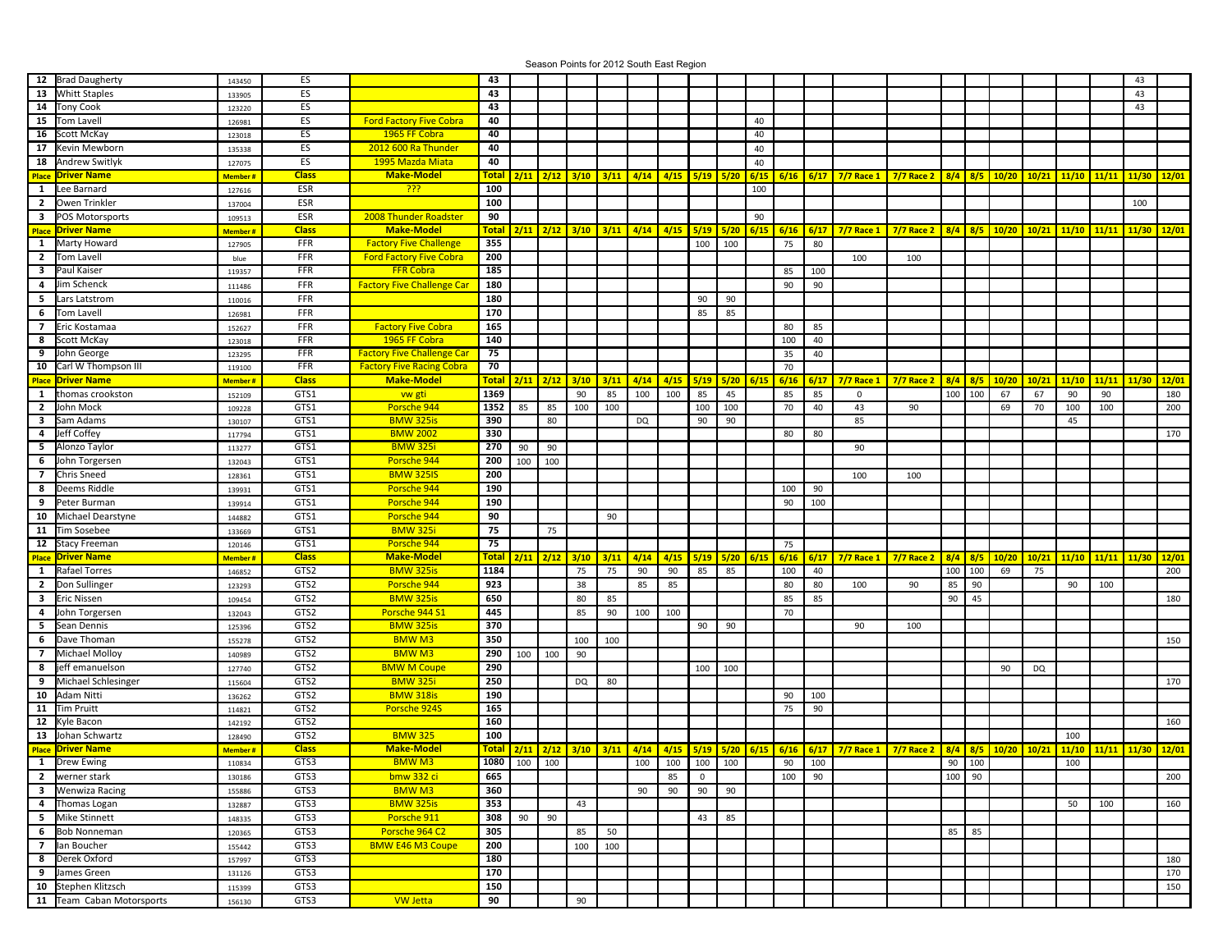Season Points for 2012 South East Region

| Place | Driver Name | Member # | Class | Make-Model | Total | 2/11 | 2/12 | 3/10 | 3/11 | 4/14 | 4/15 | 5/19 | 5/20 | 6/15 | 6/16 | 6/17 | 7/7 Race 1 | 7/7 Race 2 | 8/4 | 8/5 | 10/20 | 10/21 | 11/10 | 11/11 | 11/30 | 12/01 |
|---|---|---|---|---|---|---|---|---|---|---|---|---|---|---|---|---|---|---|---|---|---|---|---|---|---|---|
| 12 | Brad Daugherty | 143450 | ES | | 43 | | | | | | | | | | | | | | | | | | | | 43 | |
| 13 | Whitt Staples | 133905 | ES | | 43 | | | | | | | | | | | | | | | | | | | | 43 | |
| 14 | Tony Cook | 123220 | ES | | 43 | | | | | | | | | | | | | | | | | | | | 43 | |
| 15 | Tom Lavell | 126981 | ES | Ford Factory Five Cobra | 40 | | | | | | | | | 40 | | | | | | | | | | | | |
| 16 | Scott McKay | 123018 | ES | 1965 FF Cobra | 40 | | | | | | | | | 40 | | | | | | | | | | | | |
| 17 | Kevin Mewborn | 135338 | ES | 2012 600 Ra Thunder | 40 | | | | | | | | | 40 | | | | | | | | | | | | |
| 18 | Andrew Switlyk | 127075 | ES | 1995 Mazda Miata | 40 | | | | | | | | | 40 | | | | | | | | | | | | |
| Place | Driver Name | Member # | Class | Make-Model | Total | 2/11 | 2/12 | 3/10 | 3/11 | 4/14 | 4/15 | 5/19 | 5/20 | 6/15 | 6/16 | 6/17 | 7/7 Race 1 | 7/7 Race 2 | 8/4 | 8/5 | 10/20 | 10/21 | 11/10 | 11/11 | 11/30 | 12/01 |
| 1 | Lee Barnard | 127616 | ESR | ??? | 100 | | | | | | | | | 100 | | | | | | | | | | | | |
| 2 | Owen Trinkler | 137004 | ESR | | 100 | | | | | | | | | | | | | | | | | | | | 100 | |
| 3 | POS Motorsports | 109513 | ESR | 2008 Thunder Roadster | 90 | | | | | | | | | 90 | | | | | | | | | | | | |
| Place | Driver Name | Member # | Class | Make-Model | Total | 2/11 | 2/12 | 3/10 | 3/11 | 4/14 | 4/15 | 5/19 | 5/20 | 6/15 | 6/16 | 6/17 | 7/7 Race 1 | 7/7 Race 2 | 8/4 | 8/5 | 10/20 | 10/21 | 11/10 | 11/11 | 11/30 | 12/01 |
| 1 | Marty Howard | 127905 | FFR | Factory Five Challenge | 355 | | | | | | | 100 | 100 | | 75 | 80 | | | | | | | | | | |
| 2 | Tom Lavell | blue | FFR | Ford Factory Five Cobra | 200 | | | | | | | | | | | | 100 | 100 | | | | | | | | |
| 3 | Paul Kaiser | 119357 | FFR | FFR Cobra | 185 | | | | | | | | | | 85 | 100 | | | | | | | | | | |
| 4 | Jim Schenck | 111486 | FFR | Factory Five Challenge Car | 180 | | | | | | | | | | 90 | 90 | | | | | | | | | | |
| 5 | Lars Latstrom | 110016 | FFR | | 180 | | | | | | | 90 | 90 | | | | | | | | | | | | | |
| 6 | Tom Lavell | 126981 | FFR | | 170 | | | | | | | 85 | 85 | | | | | | | | | | | | | |
| 7 | Eric Kostamaa | 152627 | FFR | Factory Five Cobra | 165 | | | | | | | | | | 80 | 85 | | | | | | | | | | |
| 8 | Scott McKay | 123018 | FFR | 1965 FF Cobra | 140 | | | | | | | | | | 100 | 40 | | | | | | | | | | |
| 9 | John George | 123295 | FFR | Factory Five Challenge Car | 75 | | | | | | | | | | 35 | 40 | | | | | | | | | | |
| 10 | Carl W Thompson III | 119100 | FFR | Factory Five Racing Cobra | 70 | | | | | | | | | | 70 | | | | | | | | | | | |
| Place | Driver Name | Member # | Class | Make-Model | Total | 2/11 | 2/12 | 3/10 | 3/11 | 4/14 | 4/15 | 5/19 | 5/20 | 6/15 | 6/16 | 6/17 | 7/7 Race 1 | 7/7 Race 2 | 8/4 | 8/5 | 10/20 | 10/21 | 11/10 | 11/11 | 11/30 | 12/01 |
| 1 | thomas crookston | 152109 | GTS1 | vw gti | 1369 | | | 90 | 85 | 100 | 100 | 85 | 45 | | 85 | 85 | 0 | | 100 | 100 | 67 | 67 | 90 | 90 | | 180 |
| 2 | John Mock | 109228 | GTS1 | Porsche 944 | 1352 | 85 | 85 | 100 | 100 | | | 100 | 100 | | 70 | 40 | 43 | 90 | | | 69 | 70 | 100 | 100 | | 200 |
| 3 | Sam Adams | 130107 | GTS1 | BMW 325is | 390 | | 80 | | | DQ | | 90 | 90 | | | | 85 | | | | | | 45 | | | |
| 4 | Jeff Coffey | 117794 | GTS1 | BMW 2002 | 330 | | | | | | | | | | 80 | 80 | | | | | | | | | | 170 |
| 5 | Alonzo Taylor | 113277 | GTS1 | BMW 325i | 270 | 90 | 90 | | | | | | | | | | 90 | | | | | | | | | |
| 6 | John Torgersen | 132043 | GTS1 | Porsche 944 | 200 | 100 | 100 | | | | | | | | | | | | | | | | | | | |
| 7 | Chris Sneed | 128361 | GTS1 | BMW 325IS | 200 | | | | | | | | | | | | 100 | 100 | | | | | | | | |
| 8 | Deems Riddle | 139931 | GTS1 | Porsche 944 | 190 | | | | | | | | | | 100 | 90 | | | | | | | | | | |
| 9 | Peter Burman | 139914 | GTS1 | Porsche 944 | 190 | | | | | | | | | | 90 | 100 | | | | | | | | | | |
| 10 | Michael Dearstyne | 144882 | GTS1 | Porsche 944 | 90 | | | | 90 | | | | | | | | | | | | | | | | | |
| 11 | Tim Sosebee | 133669 | GTS1 | BMW 325i | 75 | | 75 | | | | | | | | | | | | | | | | | | | |
| 12 | Stacy Freeman | 120146 | GTS1 | Porsche 944 | 75 | | | | | | | | | | 75 | | | | | | | | | | | |
| Place | Driver Name | Member # | Class | Make-Model | Total | 2/11 | 2/12 | 3/10 | 3/11 | 4/14 | 4/15 | 5/19 | 5/20 | 6/15 | 6/16 | 6/17 | 7/7 Race 1 | 7/7 Race 2 | 8/4 | 8/5 | 10/20 | 10/21 | 11/10 | 11/11 | 11/30 | 12/01 |
| 1 | Rafael Torres | 146852 | GTS2 | BMW 325is | 1184 | | | 75 | 75 | 90 | 90 | 85 | 85 | | 100 | 40 | | | 100 | 100 | 69 | 75 | | | | 200 |
| 2 | Don Sullinger | 123293 | GTS2 | Porsche 944 | 923 | | | 38 | | 85 | 85 | | | | 80 | 80 | 100 | 90 | 85 | 90 | | | 90 | 100 | | |
| 3 | Eric Nissen | 109454 | GTS2 | BMW 325is | 650 | | | 80 | 85 | | | | | | 85 | 85 | | | 90 | 45 | | | | | | 180 |
| 4 | John Torgersen | 132043 | GTS2 | Porsche 944 S1 | 445 | | | 85 | 90 | 100 | 100 | | | | 70 | | | | | | | | | | | |
| 5 | Sean Dennis | 125396 | GTS2 | BMW 325is | 370 | | | | | | | 90 | 90 | | | | 90 | 100 | | | | | | | | |
| 6 | Dave Thoman | 155278 | GTS2 | BMW M3 | 350 | | | 100 | 100 | | | | | | | | | | | | | | | | | 150 |
| 7 | Michael Molloy | 140989 | GTS2 | BMW M3 | 290 | 100 | 100 | 90 | | | | | | | | | | | | | | | | | | |
| 8 | jeff emanuelson | 127740 | GTS2 | BMW M Coupe | 290 | | | | | | | 100 | 100 | | | | | | | | 90 | DQ | | | | |
| 9 | Michael Schlesinger | 115604 | GTS2 | BMW 325i | 250 | | | DQ | 80 | | | | | | | | | | | | | | | | | 170 |
| 10 | Adam Nitti | 136262 | GTS2 | BMW 318is | 190 | | | | | | | | | | 90 | 100 | | | | | | | | | | |
| 11 | Tim Pruitt | 114821 | GTS2 | Porsche 924S | 165 | | | | | | | | | | 75 | 90 | | | | | | | | | | |
| 12 | Kyle Bacon | 142192 | GTS2 | | 160 | | | | | | | | | | | | | | | | | | | | | 160 |
| 13 | Johan Schwartz | 128490 | GTS2 | BMW 325 | 100 | | | | | | | | | | | | | | | | | | 100 | | | |
| Place | Driver Name | Member # | Class | Make-Model | Total | 2/11 | 2/12 | 3/10 | 3/11 | 4/14 | 4/15 | 5/19 | 5/20 | 6/15 | 6/16 | 6/17 | 7/7 Race 1 | 7/7 Race 2 | 8/4 | 8/5 | 10/20 | 10/21 | 11/10 | 11/11 | 11/30 | 12/01 |
| 1 | Drew Ewing | 110834 | GTS3 | BMW M3 | 1080 | 100 | 100 | | | 100 | 100 | 100 | 100 | | 90 | 100 | | | 90 | 100 | | | 100 | | | |
| 2 | werner stark | 130186 | GTS3 | bmw 332 ci | 665 | | | | | | 85 | 0 | | | 100 | 90 | | | 100 | 90 | | | | | | 200 |
| 3 | Wenwiza Racing | 155886 | GTS3 | BMW M3 | 360 | | | | | 90 | 90 | 90 | 90 | | | | | | | | | | | | | |
| 4 | Thomas Logan | 132887 | GTS3 | BMW 325is | 353 | | | 43 | | | | | | | | | | | | | | | 50 | 100 | | 160 |
| 5 | Mike Stinnett | 148335 | GTS3 | Porsche 911 | 308 | 90 | 90 | | | | | 43 | 85 | | | | | | | | | | | | | |
| 6 | Bob Nonneman | 120365 | GTS3 | Porsche 964 C2 | 305 | | | 85 | 50 | | | | | | | | | | 85 | 85 | | | | | | |
| 7 | Ian Boucher | 155442 | GTS3 | BMW E46 M3 Coupe | 200 | | | 100 | 100 | | | | | | | | | | | | | | | | | |
| 8 | Derek Oxford | 157997 | GTS3 | | 180 | | | | | | | | | | | | | | | | | | | | | 180 |
| 9 | James Green | 131126 | GTS3 | | 170 | | | | | | | | | | | | | | | | | | | | | 170 |
| 10 | Stephen Klitzsch | 115399 | GTS3 | | 150 | | | | | | | | | | | | | | | | | | | | | 150 |
| 11 | Team Caban Motorsports | 156130 | GTS3 | VW Jetta | 90 | | | 90 | | | | | | | | | | | | | | | | | | |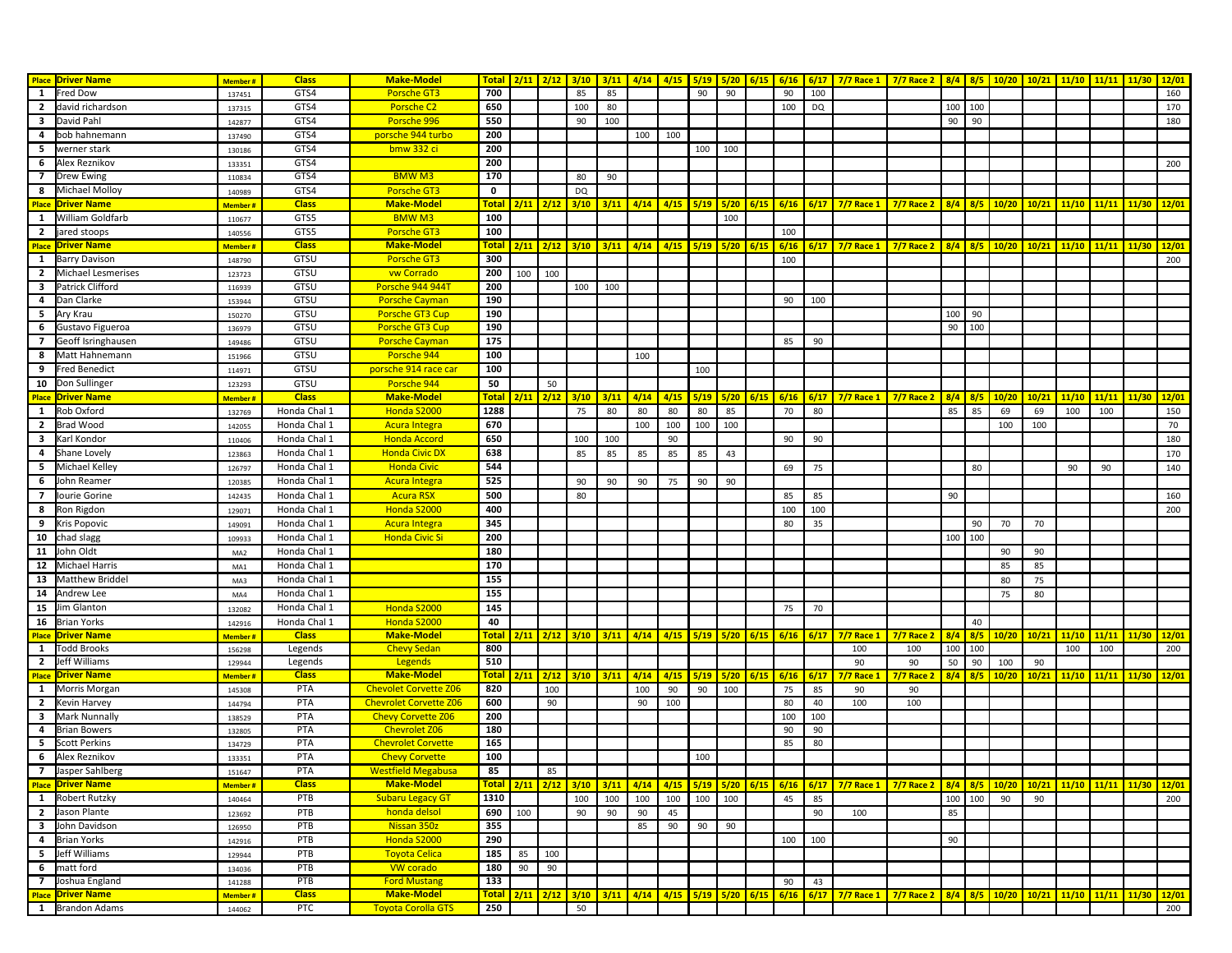| Place | Driver Name | Member # | Class | Make-Model | Total | 2/11 | 2/12 | 3/10 | 3/11 | 4/14 | 4/15 | 5/19 | 5/20 | 6/15 | 6/16 | 6/17 | 7/7 Race 1 | 7/7 Race 2 | 8/4 | 8/5 | 10/20 | 10/21 | 11/10 | 11/11 | 11/30 | 12/01 |
|---|---|---|---|---|---|---|---|---|---|---|---|---|---|---|---|---|---|---|---|---|---|---|---|---|---|---|
| 1 | Fred Dow | 137451 | GTS4 | Porsche GT3 | 700 | | | 85 | 85 | | | 90 | 90 | | 90 | 100 | | | | | | | | | | 160 |
| 2 | david richardson | 137315 | GTS4 | Porsche C2 | 650 | | | 100 | 80 | | | | | | 100 | DQ | | | 100 | 100 | | | | | | 170 |
| 3 | David Pahl | 142877 | GTS4 | Porsche 996 | 550 | | | 90 | 100 | | | | | | | | | | 90 | 90 | | | | | | 180 |
| 4 | bob hahnemann | 137490 | GTS4 | porsche 944 turbo | 200 | | | | | 100 | 100 | | | | | | | | | | | | | | | |
| 5 | werner stark | 130186 | GTS4 | bmw 332 ci | 200 | | | | | | | 100 | 100 | | | | | | | | | | | | | |
| 6 | Alex Reznikov | 133351 | GTS4 | | 200 | | | | | | | | | | | | | | | | | | | | | 200 |
| 7 | Drew Ewing | 110834 | GTS4 | BMW M3 | 170 | | | 80 | 90 | | | | | | | | | | | | | | | | | |
| 8 | Michael Molloy | 140989 | GTS4 | Porsche GT3 | 0 | | | DQ | | | | | | | | | | | | | | | | | | |
| Place | Driver Name | Member # | Class | Make-Model | Total | 2/11 | 2/12 | 3/10 | 3/11 | 4/14 | 4/15 | 5/19 | 5/20 | 6/15 | 6/16 | 6/17 | 7/7 Race 1 | 7/7 Race 2 | 8/4 | 8/5 | 10/20 | 10/21 | 11/10 | 11/11 | 11/30 | 12/01 |
| 1 | William Goldfarb | 110677 | GTS5 | BMW M3 | 100 | | | | | | | | 100 | | | | | | | | | | | | | |
| 2 | jared stoops | 140556 | GTS5 | Porsche GT3 | 100 | | | | | | | | | | 100 | | | | | | | | | | | |
| Place | Driver Name | Member # | Class | Make-Model | Total | 2/11 | 2/12 | 3/10 | 3/11 | 4/14 | 4/15 | 5/19 | 5/20 | 6/15 | 6/16 | 6/17 | 7/7 Race 1 | 7/7 Race 2 | 8/4 | 8/5 | 10/20 | 10/21 | 11/10 | 11/11 | 11/30 | 12/01 |
| 1 | Barry Davison | 148790 | GTSU | Porsche GT3 | 300 | | | | | | | | | | 100 | | | | | | | | | | | 200 |
| 2 | Michael Lesmerises | 123723 | GTSU | vw Corrado | 200 | 100 | 100 | | | | | | | | | | | | | | | | | | | |
| 3 | Patrick Clifford | 116939 | GTSU | Porsche 944 944T | 200 | | | 100 | 100 | | | | | | | | | | | | | | | | | |
| 4 | Dan Clarke | 153944 | GTSU | Porsche Cayman | 190 | | | | | | | | | | 90 | 100 | | | | | | | | | | |
| 5 | Ary Krau | 150270 | GTSU | Porsche GT3 Cup | 190 | | | | | | | | | | | | | | 100 | 90 | | | | | | |
| 6 | Gustavo Figueroa | 136979 | GTSU | Porsche GT3 Cup | 190 | | | | | | | | | | | | | | 90 | 100 | | | | | | |
| 7 | Geoff Isringhausen | 149486 | GTSU | Porsche Cayman | 175 | | | | | | | | | | 85 | 90 | | | | | | | | | | |
| 8 | Matt Hahnemann | 151966 | GTSU | Porsche 944 | 100 | | | | | 100 | | | | | | | | | | | | | | | | |
| 9 | Fred Benedict | 114971 | GTSU | porsche 914 race car | 100 | | | | | | | 100 | | | | | | | | | | | | | | |
| 10 | Don Sullinger | 123293 | GTSU | Porsche 944 | 50 | | 50 | | | | | | | | | | | | | | | | | | | |
| Place | Driver Name | Member # | Class | Make-Model | Total | 2/11 | 2/12 | 3/10 | 3/11 | 4/14 | 4/15 | 5/19 | 5/20 | 6/15 | 6/16 | 6/17 | 7/7 Race 1 | 7/7 Race 2 | 8/4 | 8/5 | 10/20 | 10/21 | 11/10 | 11/11 | 11/30 | 12/01 |
| 1 | Rob Oxford | 132769 | Honda Chal 1 | Honda S2000 | 1288 | | | 75 | 80 | 80 | 80 | 80 | 85 | | 70 | 80 | | | 85 | 85 | 69 | 69 | 100 | 100 | | 150 |
| 2 | Brad Wood | 142055 | Honda Chal 1 | Acura Integra | 670 | | | | | 100 | 100 | 100 | 100 | | | | | | | | 100 | 100 | | | | 70 |
| 3 | Karl Kondor | 110406 | Honda Chal 1 | Honda Accord | 650 | | | 100 | 100 | | 90 | | | | 90 | 90 | | | | | | | | | | 180 |
| 4 | Shane Lovely | 123863 | Honda Chal 1 | Honda Civic DX | 638 | | | 85 | 85 | 85 | 85 | 85 | 43 | | | | | | | | | | | | | 170 |
| 5 | Michael Kelley | 126797 | Honda Chal 1 | Honda Civic | 544 | | | | | | | | | | 69 | 75 | | | | 80 | | | 90 | 90 | | 140 |
| 6 | John Reamer | 120385 | Honda Chal 1 | Acura Integra | 525 | | | 90 | 90 | 90 | 75 | 90 | 90 | | | | | | | | | | | | | |
| 7 | Iourie Gorine | 142435 | Honda Chal 1 | Acura RSX | 500 | | | 80 | | | | | | | 85 | 85 | | | 90 | | | | | | | 160 |
| 8 | Ron Rigdon | 129071 | Honda Chal 1 | Honda S2000 | 400 | | | | | | | | | | 100 | 100 | | | | | | | | | | 200 |
| 9 | Kris Popovic | 149091 | Honda Chal 1 | Acura Integra | 345 | | | | | | | | | | 80 | 35 | | | | 90 | 70 | 70 | | | | |
| 10 | chad slagg | 109933 | Honda Chal 1 | Honda Civic Si | 200 | | | | | | | | | | | | | | 100 | 100 | | | | | | |
| 11 | John Oldt | MA2 | Honda Chal 1 | | 180 | | | | | | | | | | | | | | | | 90 | 90 | | | | |
| 12 | Michael Harris | MA1 | Honda Chal 1 | | 170 | | | | | | | | | | | | | | | | 85 | 85 | | | | |
| 13 | Matthew Briddel | MA3 | Honda Chal 1 | | 155 | | | | | | | | | | | | | | | | 80 | 75 | | | | |
| 14 | Andrew Lee | MA4 | Honda Chal 1 | | 155 | | | | | | | | | | | | | | | | 75 | 80 | | | | |
| 15 | Jim Glanton | 132082 | Honda Chal 1 | Honda S2000 | 145 | | | | | | | | | | 75 | 70 | | | | | | | | | | |
| 16 | Brian Yorks | 142916 | Honda Chal 1 | Honda S2000 | 40 | | | | | | | | | | | | | | | 40 | | | | | | |
| Place | Driver Name | Member # | Class | Make-Model | Total | 2/11 | 2/12 | 3/10 | 3/11 | 4/14 | 4/15 | 5/19 | 5/20 | 6/15 | 6/16 | 6/17 | 7/7 Race 1 | 7/7 Race 2 | 8/4 | 8/5 | 10/20 | 10/21 | 11/10 | 11/11 | 11/30 | 12/01 |
| 1 | Todd Brooks | 156298 | Legends | Chevy Sedan | 800 | | | | | | | | | | | | 100 | 100 | 100 | 100 | | | 100 | 100 | | 200 |
| 2 | Jeff Williams | 129944 | Legends | Legends | 510 | | | | | | | | | | | | 90 | 90 | 50 | 90 | 100 | 90 | | | | |
| Place | Driver Name | Member # | Class | Make-Model | Total | 2/11 | 2/12 | 3/10 | 3/11 | 4/14 | 4/15 | 5/19 | 5/20 | 6/15 | 6/16 | 6/17 | 7/7 Race 1 | 7/7 Race 2 | 8/4 | 8/5 | 10/20 | 10/21 | 11/10 | 11/11 | 11/30 | 12/01 |
| 1 | Morris Morgan | 145308 | PTA | Chevolet Corvette Z06 | 820 | | 100 | | | 100 | 90 | 90 | 100 | | 75 | 85 | 90 | 90 | | | | | | | | |
| 2 | Kevin Harvey | 144794 | PTA | Chevrolet Corvette Z06 | 600 | | 90 | | | 90 | 100 | | | | 80 | 40 | 100 | 100 | | | | | | | | |
| 3 | Mark Nunnally | 138529 | PTA | Chevy Corvette Z06 | 200 | | | | | | | | | | 100 | 100 | | | | | | | | | | |
| 4 | Brian Bowers | 132805 | PTA | Chevrolet Z06 | 180 | | | | | | | | | | 90 | 90 | | | | | | | | | | |
| 5 | Scott Perkins | 134729 | PTA | Chevrolet Corvette | 165 | | | | | | | | | | 85 | 80 | | | | | | | | | | |
| 6 | Alex Reznikov | 133351 | PTA | Chevy Corvette | 100 | | | | | | | 100 | | | | | | | | | | | | | | |
| 7 | Jasper Sahlberg | 151647 | PTA | Westfield Megabusa | 85 | | 85 | | | | | | | | | | | | | | | | | | | |
| Place | Driver Name | Member # | Class | Make-Model | Total | 2/11 | 2/12 | 3/10 | 3/11 | 4/14 | 4/15 | 5/19 | 5/20 | 6/15 | 6/16 | 6/17 | 7/7 Race 1 | 7/7 Race 2 | 8/4 | 8/5 | 10/20 | 10/21 | 11/10 | 11/11 | 11/30 | 12/01 |
| 1 | Robert Rutzky | 140464 | PTB | Subaru Legacy GT | 1310 | | | 100 | 100 | 100 | 100 | 100 | 100 | | 45 | 85 | | | 100 | 100 | 90 | 90 | | | | 200 |
| 2 | Jason Plante | 123692 | PTB | honda delsol | 690 | 100 | | 90 | 90 | 90 | 45 | | | | | 90 | 100 | | 85 | | | | | | | |
| 3 | John Davidson | 126950 | PTB | Nissan 350z | 355 | | | | | 85 | 90 | 90 | 90 | | | | | | | | | | | | | |
| 4 | Brian Yorks | 142916 | PTB | Honda S2000 | 290 | | | | | | | | | | 100 | 100 | | | 90 | | | | | | | |
| 5 | Jeff Williams | 129944 | PTB | Toyota Celica | 185 | 85 | 100 | | | | | | | | | | | | | | | | | | | |
| 6 | matt ford | 134036 | PTB | VW corado | 180 | 90 | 90 | | | | | | | | | | | | | | | | | | | |
| 7 | Joshua England | 141288 | PTB | Ford Mustang | 133 | | | | | | | | | | 90 | 43 | | | | | | | | | | |
| Place | Driver Name | Member # | Class | Make-Model | Total | 2/11 | 2/12 | 3/10 | 3/11 | 4/14 | 4/15 | 5/19 | 5/20 | 6/15 | 6/16 | 6/17 | 7/7 Race 1 | 7/7 Race 2 | 8/4 | 8/5 | 10/20 | 10/21 | 11/10 | 11/11 | 11/30 | 12/01 |
| 1 | Brandon Adams | 144062 | PTC | Toyota Corolla GTS | 250 | | | 50 | | | | | | | | | | | | | | | | | | 200 |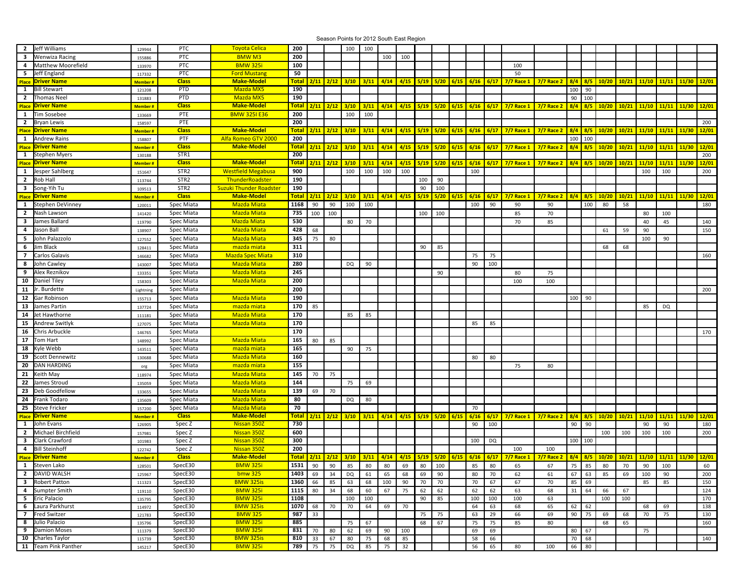# Season Points for 2012 South East Region

| Place | Driver Name | Member # | Class | Make-Model | Total | 2/11 | 2/12 | 3/10 | 3/11 | 4/14 | 4/15 | 5/19 | 5/20 | 6/15 | 6/16 | 6/17 | 7/7 Race 1 | 7/7 Race 2 | 8/4 | 8/5 | 10/20 | 10/21 | 11/10 | 11/11 | 11/30 | 12/01 |
|---|---|---|---|---|---|---|---|---|---|---|---|---|---|---|---|---|---|---|---|---|---|---|---|---|---|---|
| 2 | Jeff Williams | 129944 | PTC | Toyota Celica | 200 | | | 100 | 100 | | | | | | | | | | | | | | | | | |
| 3 | Wenwiza Racing | 155886 | PTC | BMW M3 | 200 | | | | | 100 | 100 | | | | | | | | | | | | | | | |
| 4 | Matthew Moorefield | 133970 | PTC | BMW 325i | 100 | | | | | | | | | | | | 100 | | | | | | | | | |
| 5 | Jeff England | 117332 | PTC | Ford Mustang | 50 | | | | | | | | | | | | 50 | | | | | | | | | |
| **Place** | **Driver Name** | **Member #** | **Class** | **Make-Model** | **Total** | **2/11** | **2/12** | **3/10** | **3/11** | **4/14** | **4/15** | **5/19** | **5/20** | **6/15** | **6/16** | **6/17** | **7/7 Race 1** | **7/7 Race 2** | **8/4** | **8/5** | **10/20** | **10/21** | **11/10** | **11/11** | **11/30** | **12/01** |
| 1 | Bill Stewart | 121208 | PTD | Mazda MX5 | 190 | | | | | | | | | | | | | | 100 | 90 | | | | | | |
| 2 | Thomas Neel | 131883 | PTD | Mazda MX5 | 190 | | | | | | | | | | | | | | 90 | 100 | | | | | | |
| **Place** | **Driver Name** | **Member #** | **Class** | **Make-Model** | **Total** | **2/11** | **2/12** | **3/10** | **3/11** | **4/14** | **4/15** | **5/19** | **5/20** | **6/15** | **6/16** | **6/17** | **7/7 Race 1** | **7/7 Race 2** | **8/4** | **8/5** | **10/20** | **10/21** | **11/10** | **11/11** | **11/30** | **12/01** |
| 1 | Tim Sosebee | 133669 | PTE | BMW 325I E36 | 200 | | | 100 | 100 | | | | | | | | | | | | | | | | | |
| 2 | Bryan Lewis | 158597 | PTE | | 200 | | | | | | | | | | | | | | | | | | | | | 200 |
| **Place** | **Driver Name** | **Member #** | **Class** | **Make-Model** | **Total** | **2/11** | **2/12** | **3/10** | **3/11** | **4/14** | **4/15** | **5/19** | **5/20** | **6/15** | **6/16** | **6/17** | **7/7 Race 1** | **7/7 Race 2** | **8/4** | **8/5** | **10/20** | **10/21** | **11/10** | **11/11** | **11/30** | **12/01** |
| 1 | Andrew Rains | 158807 | PTF | Alfa Romeo GTV 2000 | 200 | | | | | | | | | | | | | | 100 | 100 | | | | | | |
| **Place** | **Driver Name** | **Member #** | **Class** | **Make-Model** | **Total** | **2/11** | **2/12** | **3/10** | **3/11** | **4/14** | **4/15** | **5/19** | **5/20** | **6/15** | **6/16** | **6/17** | **7/7 Race 1** | **7/7 Race 2** | **8/4** | **8/5** | **10/20** | **10/21** | **11/10** | **11/11** | **11/30** | **12/01** |
| 1 | Stephen Myers | 130188 | STR1 | | 200 | | | | | | | | | | | | | | | | | | | | | 200 |
| **Place** | **Driver Name** | **Member #** | **Class** | **Make-Model** | **Total** | **2/11** | **2/12** | **3/10** | **3/11** | **4/14** | **4/15** | **5/19** | **5/20** | **6/15** | **6/16** | **6/17** | **7/7 Race 1** | **7/7 Race 2** | **8/4** | **8/5** | **10/20** | **10/21** | **11/10** | **11/11** | **11/30** | **12/01** |
| 1 | Jesper Sahlberg | 151647 | STR2 | Westfield Megabusa | 900 | | | 100 | 100 | 100 | 100 | | | | 100 | | | | | | | | 100 | 100 | | 200 |
| 2 | Rob Hall | 113744 | STR2 | ThunderRoadster | 190 | | | | | | | 100 | 90 | | | | | | | | | | | | | |
| 3 | Song-Yih Tu | 109513 | STR2 | Suzuki Thunder Roadster | 190 | | | | | | | 90 | 100 | | | | | | | | | | | | | |
| **Place** | **Driver Name** | **Member #** | **Class** | **Make-Model** | **Total** | **2/11** | **2/12** | **3/10** | **3/11** | **4/14** | **4/15** | **5/19** | **5/20** | **6/15** | **6/16** | **6/17** | **7/7 Race 1** | **7/7 Race 2** | **8/4** | **8/5** | **10/20** | **10/21** | **11/10** | **11/11** | **11/30** | **12/01** |
| 1 | Stephen DeVinney | 120011 | Spec Miata | Mazda Miata | 1168 | 90 | 90 | 100 | 100 | | | | | | 100 | 90 | 90 | 90 | | 100 | 80 | 58 | | | | 180 |
| 2 | Nash Lawson | 141420 | Spec Miata | Mazda Miata | 735 | 100 | 100 | | | | | 100 | 100 | | | | 85 | 70 | | | | | 80 | 100 | | |
| 3 | James Ballard | 119790 | Spec Miata | Mazda Miata | 530 | | | 80 | 70 | | | | | | | | 70 | 85 | | | | | 40 | 45 | | 140 |
| 4 | Jason Ball | 138907 | Spec Miata | Mazda Miata | 428 | 68 | | | | | | | | | | | | | | | 61 | 59 | 90 | | | 150 |
| 5 | John Palazzolo | 127552 | Spec Miata | Mazda Miata | 345 | 75 | 80 | | | | | | | | | | | | | | | | 100 | 90 | | |
| 6 | Jim Black | 128411 | Spec Miata | mazda miata | 311 | | | | | | | 90 | 85 | | | | | | | | 68 | 68 | | | | |
| 7 | Carlos Galavis | 146682 | Spec Miata | Mazda Spec Miata | 310 | | | | | | | | | | 75 | 75 | | | | | | | | | | 160 |
| 8 | John Cawley | 143007 | Spec Miata | Mazda Miata | 280 | | | DQ | 90 | | | | | | 90 | 100 | | | | | | | | | | |
| 9 | Alex Reznikov | 133351 | Spec Miata | Mazda Miata | 245 | | | | | | | | 90 | | | | 80 | 75 | | | | | | | | |
| 10 | Daniel Tiley | 158303 | Spec Miata | Mazda Miata | 200 | | | | | | | | | | | | 100 | 100 | | | | | | | | |
| 11 | Jr. Burdette | Lightning | Spec Miata | | 200 | | | | | | | | | | | | | | | | | | | | | 200 |
| 12 | Gar Robinson | 155713 | Spec Miata | Mazda Miata | 190 | | | | | | | | | | | | | | 100 | 90 | | | | | | |
| 13 | James Partin | 137724 | Spec Miata | mazda miata | 170 | 85 | | | | | | | | | | | | | | | | | 85 | DQ | | |
| 14 | Jet Hawthorne | 111181 | Spec Miata | Mazda Miata | 170 | | | 85 | 85 | | | | | | | | | | | | | | | | | |
| 15 | Andrew Switlyk | 127075 | Spec Miata | Mazda Miata | 170 | | | | | | | | | | 85 | 85 | | | | | | | | | | |
| 16 | Chris Arbuckle | 146765 | Spec Miata | | 170 | | | | | | | | | | | | | | | | | | | | | 170 |
| 17 | Tom Hart | 148992 | Spec Miata | Mazda Miata | 165 | 80 | 85 | | | | | | | | | | | | | | | | | | | |
| 18 | Kyle Webb | 143511 | Spec Miata | mazda miata | 165 | | | 90 | 75 | | | | | | | | | | | | | | | | | |
| 19 | Scott Dennewitz | 130688 | Spec Miata | Mazda Miata | 160 | | | | | | | | | | 80 | 80 | | | | | | | | | | |
| 20 | DAN HARDING | org | Spec Miata | mazda miata | 155 | | | | | | | | | | | | 75 | 80 | | | | | | | | |
| 21 | Keith May | 118974 | Spec Miata | Mazda Miata | 145 | 70 | 75 | | | | | | | | | | | | | | | | | | | |
| 22 | James Stroud | 135059 | Spec Miata | Mazda Miata | 144 | | | 75 | 69 | | | | | | | | | | | | | | | | | |
| 23 | Deb Goodfellow | 133655 | Spec Miata | Mazda Miata | 139 | 69 | 70 | | | | | | | | | | | | | | | | | | | |
| 24 | Frank Todaro | 135609 | Spec Miata | Mazda Miata | 80 | | | DQ | 80 | | | | | | | | | | | | | | | | | |
| 25 | Steve Fricker | 157200 | Spec Miata | Mazda Miata | 70 | | | | | | | | | | 70 | | | | | | | | | | | |
| **Place** | **Driver Name** | **Member #** | **Class** | **Make-Model** | **Total** | **2/11** | **2/12** | **3/10** | **3/11** | **4/14** | **4/15** | **5/19** | **5/20** | **6/15** | **6/16** | **6/17** | **7/7 Race 1** | **7/7 Race 2** | **8/4** | **8/5** | **10/20** | **10/21** | **11/10** | **11/11** | **11/30** | **12/01** |
| 1 | John Evans | 126905 | Spec Z | Nissan 350Z | 730 | | | | | | | | | | 90 | 100 | | | 90 | 90 | | | 90 | 90 | | 180 |
| 2 | Michael Birchfield | 157981 | Spec Z | Nissan 350Z | 600 | | | | | | | | | | | | | | | | 100 | 100 | 100 | 100 | | 200 |
| 3 | Clark Crawford | 101983 | Spec Z | Nissan 350Z | 300 | | | | | | | | | | 100 | DQ | | | 100 | 100 | | | | | | |
| 4 | Bill Steinhoff | 122742 | Spec Z | Nissan 350Z | 200 | | | | | | | | | | | | 100 | 100 | | | | | | | | |
| **Place** | **Driver Name** | **Member #** | **Class** | **Make-Model** | **Total** | **2/11** | **2/12** | **3/10** | **3/11** | **4/14** | **4/15** | **5/19** | **5/20** | **6/15** | **6/16** | **6/17** | **7/7 Race 1** | **7/7 Race 2** | **8/4** | **8/5** | **10/20** | **10/21** | **11/10** | **11/11** | **11/30** | **12/01** |
| 1 | Steven Lako | 128501 | SpecE30 | BMW 325i | 1531 | 90 | 90 | 85 | 80 | 80 | 69 | 80 | 100 | | 85 | 80 | 65 | 67 | 75 | 85 | 80 | 70 | 90 | 100 | | 60 |
| 2 | DAVID WALSH | 125967 | SpecE30 | bmw 325 | 1403 | 69 | 34 | DQ | 61 | 65 | 68 | 69 | 90 | | 80 | 70 | 62 | 61 | 67 | 63 | 85 | 69 | 100 | 90 | | 200 |
| 3 | Robert Patton | 111323 | SpecE30 | BMW 325is | 1360 | 66 | 85 | 63 | 68 | 100 | 90 | 70 | 70 | | 70 | 67 | 67 | 70 | 85 | 69 | | | 85 | 85 | | 150 |
| 4 | Sumpter Smith | 119110 | SpecE30 | BMW 325i | 1115 | 80 | 34 | 68 | 60 | 67 | 75 | 62 | 62 | | 62 | 62 | 63 | 68 | 31 | 64 | 66 | 67 | | | | 124 |
| 5 | Eric Palacio | 135795 | SpecE30 | BMW 325i | 1108 | | | 100 | 100 | | | 90 | 85 | | 100 | 100 | 100 | 63 | | | 100 | 100 | | | | 170 |
| 6 | Laura Parkhurst | 114972 | SpecE30 | BMW 325is | 1070 | 68 | 70 | 70 | 64 | 69 | 70 | | | | 64 | 63 | 68 | 65 | 62 | 62 | | | 68 | 69 | | 138 |
| 7 | Fred Switzer | 121783 | SpecE30 | BMW 325 | 987 | 33 | | | | | | 75 | 75 | | 63 | 29 | 66 | 69 | 90 | 75 | 69 | 68 | 70 | 75 | | 130 |
| 8 | Julio Palacio | 135796 | SpecE30 | BMW 325i | 885 | | | 75 | 67 | | | 68 | 67 | | 75 | 75 | 85 | 80 | | | 68 | 65 | | | | 160 |
| 9 | Damion Moses | 111379 | SpecE30 | BMW 325i | 831 | 70 | 80 | 62 | 69 | 90 | 100 | | | | 69 | 69 | | | 80 | 67 | | | 75 | | | |
| 10 | Charles Taylor | 115739 | SpecE30 | BMW 325is | 810 | 33 | 67 | 80 | 75 | 68 | 85 | | | | 58 | 66 | | | 70 | 68 | | | | | | 140 |
| 11 | Team Pink Panther | 145217 | SpecE30 | BMW 325i | 789 | 75 | 75 | DQ | 85 | 75 | 32 | | | | 56 | 65 | 80 | 100 | 66 | 80 | | | | | | |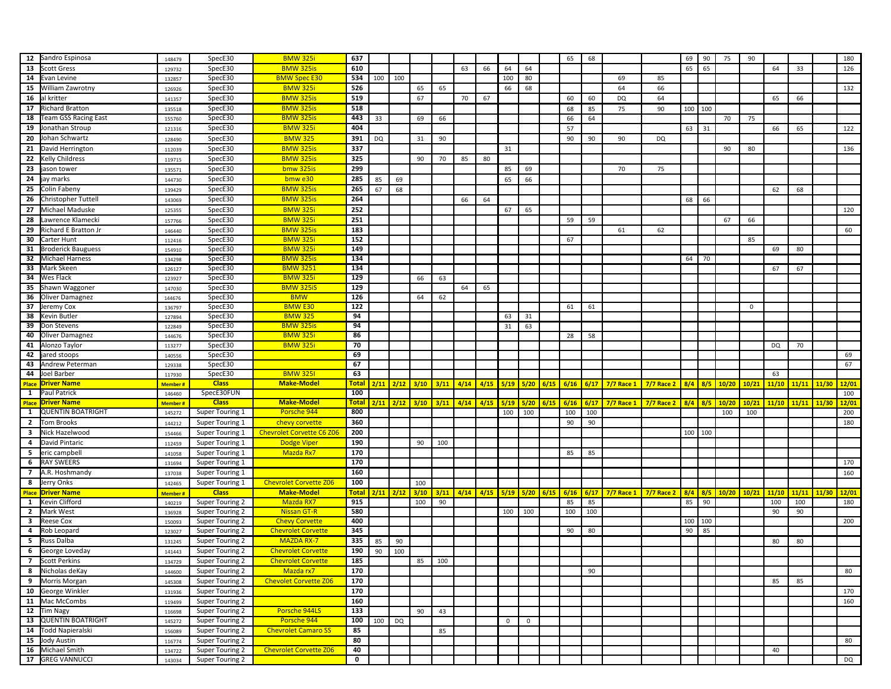| Place | Driver Name | Member # | Class | Make-Model | Total | 2/11 | 2/12 | 3/10 | 3/11 | 4/14 | 4/15 | 5/19 | 5/20 | 6/15 | 6/16 | 6/17 | 7/7 Race 1 | 7/7 Race 2 | 8/4 | 8/5 | 10/20 | 10/21 | 11/10 | 11/11 | 11/30 | 12/01 |
|---|---|---|---|---|---|---|---|---|---|---|---|---|---|---|---|---|---|---|---|---|---|---|---|---|---|---|
| 12 | Sandro Espinosa | 148479 | SpecE30 | BMW 325i | 637 | | | | | | | | | | 65 | 68 | | | 69 | 90 | 75 | 90 | | | | 180 |
| 13 | Scott Gress | 129732 | SpecE30 | BMW 325is | 610 | | | | | 63 | 66 | 64 | 64 | | | | | | 65 | 65 | | | 64 | 33 | | 126 |
| 14 | Evan Levine | 132857 | SpecE30 | BMW Spec E30 | 534 | 100 | 100 | | | | | 100 | 80 | | | | 69 | 85 | | | | | | | | |
| 15 | William Zawrotny | 126926 | SpecE30 | BMW 325i | 526 | | | 65 | 65 | | | 66 | 68 | | | | 64 | 66 | | | | | | | | 132 |
| 16 | al kritter | 141357 | SpecE30 | BMW 325is | 519 | | | 67 | | 70 | 67 | | | | 60 | 60 | DQ | 64 | | | | | 65 | 66 | | |
| 17 | Richard Bratton | 135518 | SpecE30 | BMW 325is | 518 | | | | | | | | | | 68 | 85 | 75 | 90 | 100 | 100 | | | | | | |
| 18 | Team GSS Racing East | 155760 | SpecE30 | BMW 325is | 443 | 33 | | 69 | 66 | | | | | | 66 | 64 | | | | | 70 | 75 | | | | |
| 19 | Jonathan Stroup | 121316 | SpecE30 | BMW 325i | 404 | | | | | | | | | | 57 | | | | 63 | 31 | | | 66 | 65 | | 122 |
| 20 | Johan Schwartz | 128490 | SpecE30 | BMW 325 | 391 | DQ | | 31 | 90 | | | | | | 90 | 90 | 90 | DQ | | | | | | | | |
| 21 | David Herrington | 112039 | SpecE30 | BMW 325is | 337 | | | | | | | 31 | | | | | | | | | 90 | 80 | | | | 136 |
| 22 | Kelly Childress | 119715 | SpecE30 | BMW 325is | 325 | | | 90 | 70 | 85 | 80 | | | | | | | | | | | | | | | |
| 23 | jason tower | 135571 | SpecE30 | bmw 325is | 299 | | | | | | | 85 | 69 | | | | 70 | 75 | | | | | | | | |
| 24 | jay marks | 144730 | SpecE30 | bmw e30 | 285 | 85 | 69 | | | | | 65 | 66 | | | | | | | | | | | | | |
| 25 | Colin Fabeny | 139429 | SpecE30 | BMW 325is | 265 | 67 | 68 | | | | | | | | | | | | | | | | 62 | 68 | | |
| 26 | Christopher Tuttell | 143069 | SpecE30 | BMW 325is | 264 | | | | | 66 | 64 | | | | | | | | 68 | 66 | | | | | | |
| 27 | Michael Maduske | 125355 | SpecE30 | BMW 325i | 252 | | | | | | | 67 | 65 | | | | | | | | | | | | | 120 |
| 28 | Lawrence Klamecki | 157766 | SpecE30 | BMW 325i | 251 | | | | | | | | | | 59 | 59 | | | | | 67 | 66 | | | | |
| 29 | Richard E Bratton Jr | 146440 | SpecE30 | BMW 325is | 183 | | | | | | | | | | | | 61 | 62 | | | | | | | | 60 |
| 30 | Carter Hunt | 112416 | SpecE30 | BMW 325i | 152 | | | | | | | | | | 67 | | | | | | | 85 | | | | |
| 31 | Broderick Bauguess | 154910 | SpecE30 | BMW 325i | 149 | | | | | | | | | | | | | | | | | | 69 | 80 | | |
| 32 | Michael Harness | 134298 | SpecE30 | BMW 325is | 134 | | | | | | | | | | | | | | 64 | 70 | | | | | | |
| 33 | Mark Skeen | 126127 | SpecE30 | BMW 3251 | 134 | | | | | | | | | | | | | | | | | | 67 | 67 | | |
| 34 | Wes Flack | 123927 | SpecE30 | BMW 325i | 129 | | | 66 | 63 | | | | | | | | | | | | | | | | | |
| 35 | Shawn Waggoner | 147030 | SpecE30 | BMW 325iS | 129 | | | | | 64 | 65 | | | | | | | | | | | | | | | |
| 36 | Oliver Damagnez | 144676 | SpecE30 | BMW | 126 | | | 64 | 62 | | | | | | | | | | | | | | | | | |
| 37 | Jeremy Cox | 136797 | SpecE30 | BMW E30 | 122 | | | | | | | | | | 61 | 61 | | | | | | 0 | | | | |
| 38 | Kevin Butler | 127894 | SpecE30 | BMW 325 | 94 | | | | | | | 63 | 31 | | | | | | | | | | | | | |
| 39 | Don Stevens | 122849 | SpecE30 | BMW 325is | 94 | | | | | | | 31 | 63 | | | | | | | | | | | | | |
| 40 | Oliver Damagnez | 144676 | SpecE30 | BMW 325i | 86 | | | | | | | | | | 28 | 58 | | | | | | | | | | |
| 41 | Alonzo Taylor | 113277 | SpecE30 | BMW 325i | 70 | | | | | | | | | | | | | | | | | | DQ | 70 | | |
| 42 | jared stoops | 140556 | SpecE30 | | 69 | | | | | | | | | | | | | | | | | | | | | 69 |
| 43 | Andrew Peterman | 129338 | SpecE30 | | 67 | | | | | | | | | | | | | | | | | | | | | 67 |
| 44 | Joel Barber | 117930 | SpecE30 | BMW 325I | 63 | | | | | | | | | | | | | | | | | | 63 | | | |
| Place | Driver Name | Member # | Class | Make-Model | Total | 2/11 | 2/12 | 3/10 | 3/11 | 4/14 | 4/15 | 5/19 | 5/20 | 6/15 | 6/16 | 6/17 | 7/7 Race 1 | 7/7 Race 2 | 8/4 | 8/5 | 10/20 | 10/21 | 11/10 | 11/11 | 11/30 | 12/01 |
| 1 | Paul Patrick | 146460 | SpecE30FUN | | 100 | | | | | | | | | | | | | | | | | | | | | 100 |
| Place | Driver Name | Member # | Class | Make-Model | Total | 2/11 | 2/12 | 3/10 | 3/11 | 4/14 | 4/15 | 5/19 | 5/20 | 6/15 | 6/16 | 6/17 | 7/7 Race 1 | 7/7 Race 2 | 8/4 | 8/5 | 10/20 | 10/21 | 11/10 | 11/11 | 11/30 | 12/01 |
| 1 | QUENTIN BOATRIGHT | 145272 | Super Touring 1 | Porsche 944 | 800 | | | | | | | 100 | 100 | | 100 | 100 | | | | | 100 | 100 | | | | 200 |
| 2 | Tom Brooks | 144212 | Super Touring 1 | chevy corvette | 360 | | | | | | | | | | 90 | 90 | | | | | | | | | | 180 |
| 3 | Nick Hazelwood | 154466 | Super Touring 1 | Chevrolet Corvette C6 Z06 | 200 | | | | | | | | | | | | | | 100 | 100 | | | | | | |
| 4 | David Pintaric | 112459 | Super Touring 1 | Dodge Viper | 190 | | | 90 | 100 | | | | | | | | | | | | | | | | | |
| 5 | eric campbell | 141058 | Super Touring 1 | Mazda Rx7 | 170 | | | | | | | | | | 85 | 85 | | | | | | | | | | |
| 6 | RAY SWEERS | 131694 | Super Touring 1 | | 170 | | | | | | | | | | | | | | | | | | | | | 170 |
| 7 | A.R. Hoshmandy | 137038 | Super Touring 1 | | 160 | | | | | | | | | | | | | | | | | | | | | 160 |
| 8 | Jerry Onks | 142465 | Super Touring 1 | Chevrolet Corvette Z06 | 100 | | | 100 | | | | | | | | | | | | | | | | | | |
| Place | Driver Name | Member # | Class | Make-Model | Total | 2/11 | 2/12 | 3/10 | 3/11 | 4/14 | 4/15 | 5/19 | 5/20 | 6/15 | 6/16 | 6/17 | 7/7 Race 1 | 7/7 Race 2 | 8/4 | 8/5 | 10/20 | 10/21 | 11/10 | 11/11 | 11/30 | 12/01 |
| 1 | Kevin Clifford | 140219 | Super Touring 2 | Mazda RX7 | 915 | | | 100 | 90 | | | | | | 85 | 85 | | | 85 | 90 | | | 100 | 100 | | 180 |
| 2 | Mark West | 136928 | Super Touring 2 | Nissan GT-R | 580 | | | | | | | 100 | 100 | | 100 | 100 | | | | | | | 90 | 90 | | |
| 3 | Reese Cox | 150093 | Super Touring 2 | Chevy Corvette | 400 | | | | | | | | | | | | | | 100 | 100 | | | | | | 200 |
| 4 | Rob Leopard | 123027 | Super Touring 2 | Chevrolet Corvette | 345 | | | | | | | | | | 90 | 80 | | | 90 | 85 | | | | | | |
| 5 | Russ Dalba | 131245 | Super Touring 2 | MAZDA RX-7 | 335 | 85 | 90 | | | | | | | | | | | | | | | | 80 | 80 | | |
| 6 | George Loveday | 141443 | Super Touring 2 | Chevrolet Corvette | 190 | 90 | 100 | | | | | | | | | | | | | | | | | | | |
| 7 | Scott Perkins | 134729 | Super Touring 2 | Chevrolet Corvette | 185 | | | 85 | 100 | | | | | | | | | | | | | | | | | |
| 8 | Nicholas deKay | 144600 | Super Touring 2 | Mazda rx7 | 170 | | | | | | | | | | | 90 | | | | | | | | | | 80 |
| 9 | Morris Morgan | 145308 | Super Touring 2 | Chevolet Corvette Z06 | 170 | | | | | | | | | | | | | | | | | | 85 | 85 | | |
| 10 | George Winkler | 131936 | Super Touring 2 | | 170 | | | | | | | | | | | | | | | | | | | | | 170 |
| 11 | Mac McCombs | 119499 | Super Touring 2 | | 160 | | | | | | | | | | | | | | | | | | | | | 160 |
| 12 | Tim Nagy | 116698 | Super Touring 2 | Porsche 944LS | 133 | | | 90 | 43 | | | | | | | | | | | | | | | | | |
| 13 | QUENTIN BOATRIGHT | 145272 | Super Touring 2 | Porsche 944 | 100 | 100 | DQ | | | | | 0 | 0 | | | | | | | | | | | | | |
| 14 | Todd Napieralski | 156089 | Super Touring 2 | Chevrolet Camaro SS | 85 | | | | 85 | | | | | | | | | | | | | | | | | |
| 15 | Jody Austin | 116774 | Super Touring 2 | | 80 | | | | | | | | | | | | | | | | | | | | | 80 |
| 16 | Michael Smith | 134722 | Super Touring 2 | Chevrolet Corvette Z06 | 40 | | | | | | | | | | | | | | | | | | 40 | | | |
| 17 | GREG VANNUCCI | 143034 | Super Touring 2 | | 0 | | | | | | | | | | | | | | | | | | | | | DQ |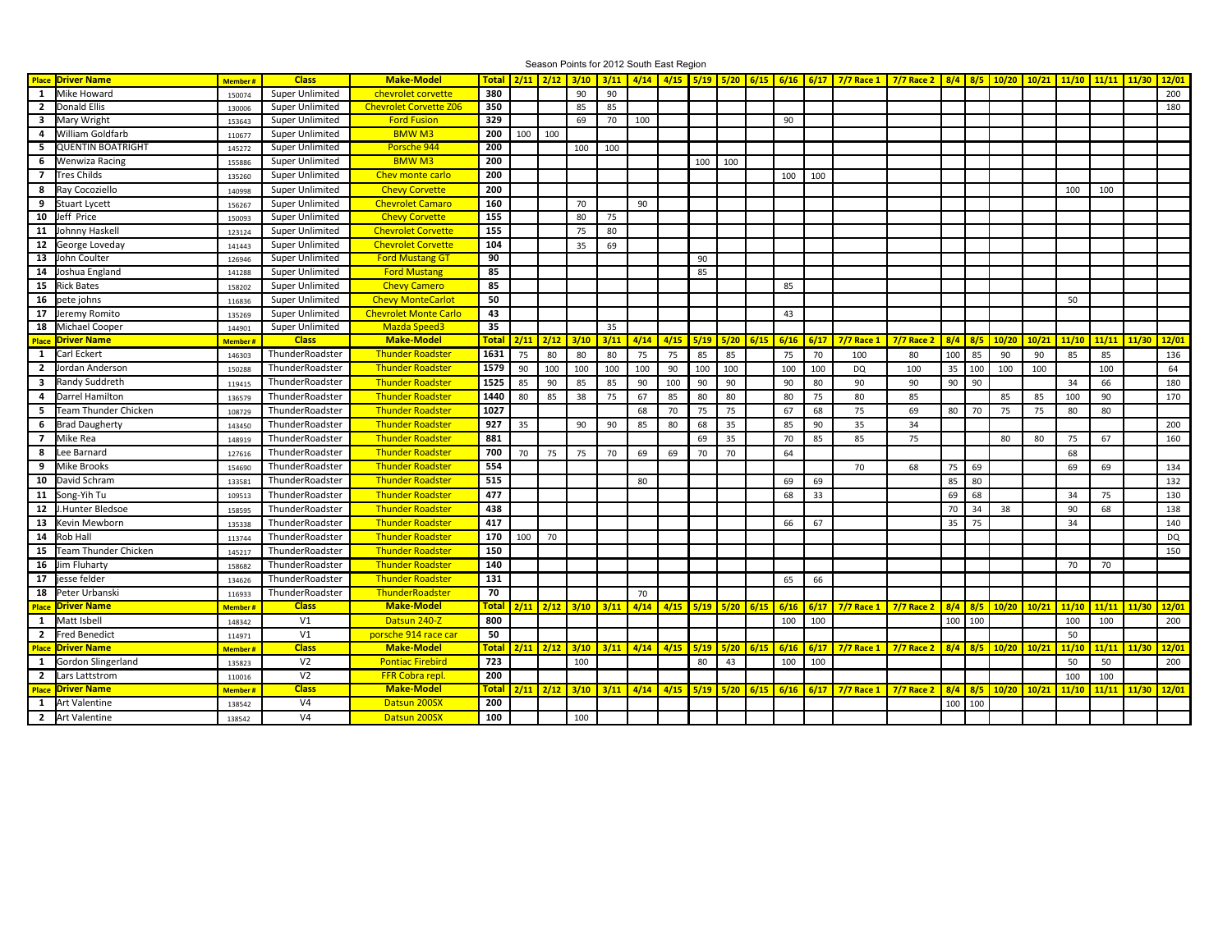Season Points for 2012 South East Region

| Place | Driver Name | Member # | Class | Make-Model | Total | 2/11 | 2/12 | 3/10 | 3/11 | 4/14 | 4/15 | 5/19 | 5/20 | 6/15 | 6/16 | 6/17 | 7/7 Race 1 | 7/7 Race 2 | 8/4 | 8/5 | 10/20 | 10/21 | 11/10 | 11/11 | 11/30 | 12/01 |
|---|---|---|---|---|---|---|---|---|---|---|---|---|---|---|---|---|---|---|---|---|---|---|---|---|---|---|
| 1 | Mike Howard | 150074 | Super Unlimited | chevrolet corvette | 380 | | | 90 | 90 | | | | | | | | | | | | | | | | | 200 |
| 2 | Donald Ellis | 130006 | Super Unlimited | Chevrolet Corvette Z06 | 350 | | | 85 | 85 | | | | | | | | | | | | | | | | | 180 |
| 3 | Mary Wright | 153643 | Super Unlimited | Ford Fusion | 329 | | | 69 | 70 | 100 | | | | | 90 | | | | | | | | | | | |
| 4 | William Goldfarb | 110677 | Super Unlimited | BMW M3 | 200 | 100 | 100 | | | | | | | | | | | | | | | | | | | |
| 5 | QUENTIN BOATRIGHT | 145272 | Super Unlimited | Porsche 944 | 200 | | | 100 | 100 | | | | | | | | | | | | | | | | | |
| 6 | Wenwiza Racing | 155886 | Super Unlimited | BMW M3 | 200 | | | | | | | 100 | 100 | | | | | | | | | | | | | |
| 7 | Tres Childs | 135260 | Super Unlimited | Chev monte carlo | 200 | | | | | | | | | | 100 | 100 | | | | | | | | | | |
| 8 | Ray Cocoziello | 140998 | Super Unlimited | Chevy Corvette | 200 | | | | | | | | | | | | | | | | | | 100 | 100 | | |
| 9 | Stuart Lycett | 156267 | Super Unlimited | Chevrolet Camaro | 160 | | | 70 | | 90 | | | | | | | | | | | | | | | | |
| 10 | Jeff Price | 150093 | Super Unlimited | Chevy Corvette | 155 | | | 80 | 75 | | | | | | | | | | | | | | | | | |
| 11 | Johnny Haskell | 123124 | Super Unlimited | Chevrolet Corvette | 155 | | | 75 | 80 | | | | | | | | | | | | | | | | | |
| 12 | George Loveday | 141443 | Super Unlimited | Chevrolet Corvette | 104 | | | 35 | 69 | | | | | | | | | | | | | | | | | |
| 13 | John Coulter | 126946 | Super Unlimited | Ford Mustang GT | 90 | | | | | | | 90 | | | | | | | | | | | | | | |
| 14 | Joshua England | 141288 | Super Unlimited | Ford Mustang | 85 | | | | | | | 85 | | | | | | | | | | | | | | |
| 15 | Rick Bates | 158202 | Super Unlimited | Chevy Camero | 85 | | | | | | | | | | 85 | | | | | | | | | | | |
| 16 | pete johns | 116836 | Super Unlimited | Chevy MonteCarlot | 50 | | | | | | | | | | | | | | | | | | 50 | | | |
| 17 | Jeremy Romito | 135269 | Super Unlimited | Chevrolet Monte Carlo | 43 | | | | | | | | | | 43 | | | | | | | | | | | |
| 18 | Michael Cooper | 144901 | Super Unlimited | Mazda Speed3 | 35 | | | | 35 | | | | | | | | | | | | | | | | | |
| **Place** | **Driver Name** | **Member #** | **Class** | **Make-Model** | **Total** | **2/11** | **2/12** | **3/10** | **3/11** | **4/14** | **4/15** | **5/19** | **5/20** | **6/15** | **6/16** | **6/17** | **7/7 Race 1** | **7/7 Race 2** | **8/4** | **8/5** | **10/20** | **10/21** | **11/10** | **11/11** | **11/30** | **12/01** |
| 1 | Carl Eckert | 146303 | ThunderRoadster | Thunder Roadster | 1631 | 75 | 80 | 80 | 80 | 75 | 75 | 85 | 85 | | 75 | 70 | 100 | 80 | 100 | 85 | 90 | 90 | 85 | 85 | | 136 |
| 2 | Jordan Anderson | 150288 | ThunderRoadster | Thunder Roadster | 1579 | 90 | 100 | 100 | 100 | 100 | 90 | 100 | 100 | | 100 | 100 | DQ | 100 | 35 | 100 | 100 | 100 | | 100 | | 64 |
| 3 | Randy Suddreth | 119415 | ThunderRoadster | Thunder Roadster | 1525 | 85 | 90 | 85 | 85 | 90 | 100 | 90 | 90 | | 90 | 80 | 90 | 90 | 90 | 90 | | | 34 | 66 | | 180 |
| 4 | Darrel Hamilton | 136579 | ThunderRoadster | Thunder Roadster | 1440 | 80 | 85 | 38 | 75 | 67 | 85 | 80 | 80 | | 80 | 75 | 80 | 85 | | | 85 | 85 | 100 | 90 | | 170 |
| 5 | Team Thunder Chicken | 108729 | ThunderRoadster | Thunder Roadster | 1027 | | | | | 68 | 70 | 75 | 75 | | 67 | 68 | 75 | 69 | 80 | 70 | 75 | 75 | 80 | 80 | | |
| 6 | Brad Daugherty | 143450 | ThunderRoadster | Thunder Roadster | 927 | 35 | | 90 | 90 | 85 | 80 | 68 | 35 | | 85 | 90 | 35 | 34 | | | | | | | | 200 |
| 7 | Mike Rea | 148919 | ThunderRoadster | Thunder Roadster | 881 | | | | | | | 69 | 35 | | 70 | 85 | 85 | 75 | | | 80 | 80 | 75 | 67 | | 160 |
| 8 | Lee Barnard | 127616 | ThunderRoadster | Thunder Roadster | 700 | 70 | 75 | 75 | 70 | 69 | 69 | 70 | 70 | | 64 | | | | | | | | 68 | | | |
| 9 | Mike Brooks | 154690 | ThunderRoadster | Thunder Roadster | 554 | | | | | | | | | | | | 70 | 68 | 75 | 69 | | | 69 | 69 | | 134 |
| 10 | David Schram | 133581 | ThunderRoadster | Thunder Roadster | 515 | | | | | 80 | | | | | 69 | 69 | | | 85 | 80 | | | | | | 132 |
| 11 | Song-Yih Tu | 109513 | ThunderRoadster | Thunder Roadster | 477 | | | | | | | | | | 68 | 33 | | | 69 | 68 | | | 34 | 75 | | 130 |
| 12 | J.Hunter Bledsoe | 158595 | ThunderRoadster | Thunder Roadster | 438 | | | | | | | | | | | | | | 70 | 34 | 38 | | 90 | 68 | | 138 |
| 13 | Kevin Mewborn | 135338 | ThunderRoadster | Thunder Roadster | 417 | | | | | | | | | | 66 | 67 | | | 35 | 75 | | | 34 | | | 140 |
| 14 | Rob Hall | 113744 | ThunderRoadster | Thunder Roadster | 170 | 100 | 70 | | | | | | | | | | | | | | | | | | | DQ |
| 15 | Team Thunder Chicken | 145217 | ThunderRoadster | Thunder Roadster | 150 | | | | | | | | | | | | | | | | | | | | | 150 |
| 16 | Jim Fluharty | 158682 | ThunderRoadster | Thunder Roadster | 140 | | | | | | | | | | | | | | | | | | 70 | 70 | | |
| 17 | jesse felder | 134626 | ThunderRoadster | Thunder Roadster | 131 | | | | | | | | | | 65 | 66 | | | | | | | | | | |
| 18 | Peter Urbanski | 116933 | ThunderRoadster | ThunderRoadster | 70 | | | | | 70 | | | | | | | | | | | | | | | | |
| **Place** | **Driver Name** | **Member #** | **Class** | **Make-Model** | **Total** | **2/11** | **2/12** | **3/10** | **3/11** | **4/14** | **4/15** | **5/19** | **5/20** | **6/15** | **6/16** | **6/17** | **7/7 Race 1** | **7/7 Race 2** | **8/4** | **8/5** | **10/20** | **10/21** | **11/10** | **11/11** | **11/30** | **12/01** |
| 1 | Matt Isbell | 148342 | V1 | Datsun 240-Z | 800 | | | | | | | | | | 100 | 100 | | | 100 | 100 | | | 100 | 100 | | 200 |
| 2 | Fred Benedict | 114971 | V1 | porsche 914 race car | 50 | | | | | | | | | | | | | | | | | | 50 | | | |
| **Place** | **Driver Name** | **Member #** | **Class** | **Make-Model** | **Total** | **2/11** | **2/12** | **3/10** | **3/11** | **4/14** | **4/15** | **5/19** | **5/20** | **6/15** | **6/16** | **6/17** | **7/7 Race 1** | **7/7 Race 2** | **8/4** | **8/5** | **10/20** | **10/21** | **11/10** | **11/11** | **11/30** | **12/01** |
| 1 | Gordon Slingerland | 135823 | V2 | Pontiac Firebird | 723 | | | 100 | | | | 80 | 43 | | 100 | 100 | | | | | | | 50 | 50 | | 200 |
| 2 | Lars Lattstrom | 110016 | V2 | FFR Cobra repl. | 200 | | | | | | | | | | | | | | | | | | 100 | 100 | | |
| **Place** | **Driver Name** | **Member #** | **Class** | **Make-Model** | **Total** | **2/11** | **2/12** | **3/10** | **3/11** | **4/14** | **4/15** | **5/19** | **5/20** | **6/15** | **6/16** | **6/17** | **7/7 Race 1** | **7/7 Race 2** | **8/4** | **8/5** | **10/20** | **10/21** | **11/10** | **11/11** | **11/30** | **12/01** |
| 1 | Art Valentine | 138542 | V4 | Datsun 200SX | 200 | | | | | | | | | | | | | | 100 | 100 | | | | | | |
| 2 | Art Valentine | 138542 | V4 | Datsun 200SX | 100 | | | 100 | | | | | | | | | | | | | | | | | | |